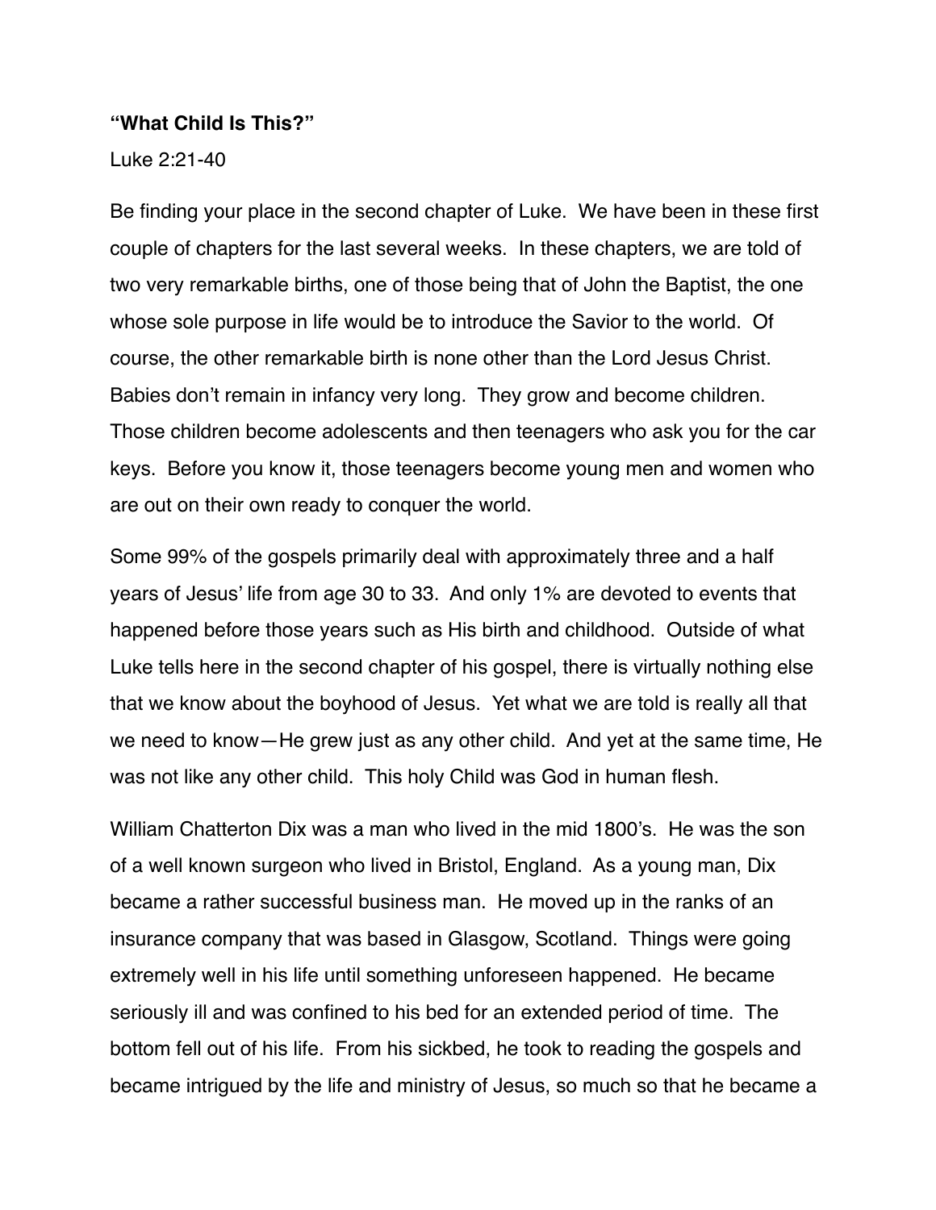**“What Child Is This?”**

Luke 2:21-40

Be finding your place in the second chapter of Luke. We have been in these first couple of chapters for the last several weeks. In these chapters, we are told of two very remarkable births, one of those being that of John the Baptist, the one whose sole purpose in life would be to introduce the Savior to the world. Of course, the other remarkable birth is none other than the Lord Jesus Christ. Babies don’t remain in infancy very long. They grow and become children. Those children become adolescents and then teenagers who ask you for the car keys. Before you know it, those teenagers become young men and women who are out on their own ready to conquer the world.

Some 99% of the gospels primarily deal with approximately three and a half years of Jesus’ life from age 30 to 33. And only 1% are devoted to events that happened before those years such as His birth and childhood. Outside of what Luke tells here in the second chapter of his gospel, there is virtually nothing else that we know about the boyhood of Jesus. Yet what we are told is really all that we need to know—He grew just as any other child. And yet at the same time, He was not like any other child. This holy Child was God in human flesh.

William Chatterton Dix was a man who lived in the mid 1800’s. He was the son of a well known surgeon who lived in Bristol, England. As a young man, Dix became a rather successful business man. He moved up in the ranks of an insurance company that was based in Glasgow, Scotland. Things were going extremely well in his life until something unforeseen happened. He became seriously ill and was confined to his bed for an extended period of time. The bottom fell out of his life. From his sickbed, he took to reading the gospels and became intrigued by the life and ministry of Jesus, so much so that he became a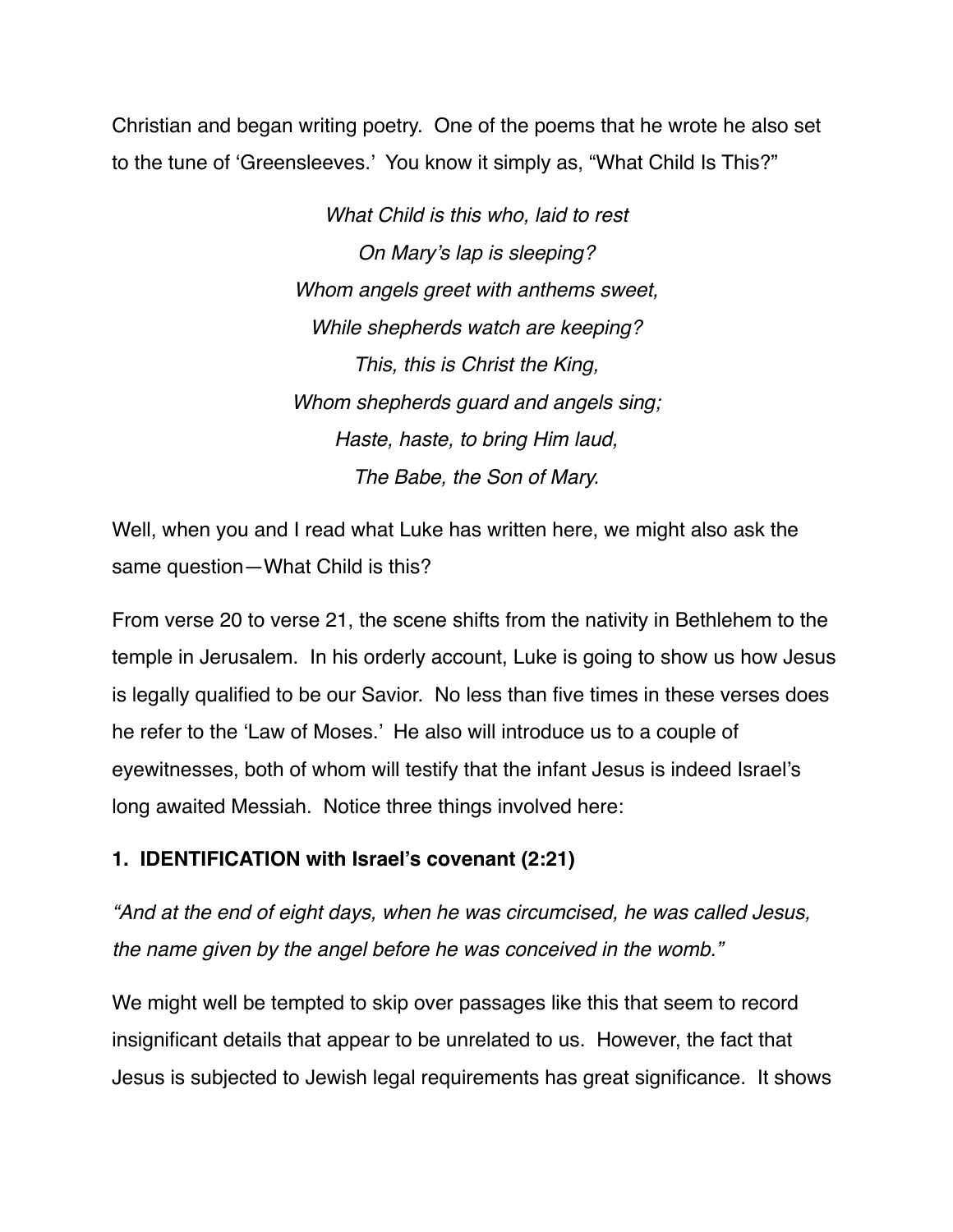Christian and began writing poetry. One of the poems that he wrote he also set to the tune of 'Greensleeves.' You know it simply as, "What Child Is This?"

*What Child is this who, laid to rest*
*On Mary's lap is sleeping?*
*Whom angels greet with anthems sweet,*
*While shepherds watch are keeping?*
*This, this is Christ the King,*
*Whom shepherds guard and angels sing;*
*Haste, haste, to bring Him laud,*
*The Babe, the Son of Mary.*

Well, when you and I read what Luke has written here, we might also ask the same question—What Child is this?

From verse 20 to verse 21, the scene shifts from the nativity in Bethlehem to the temple in Jerusalem. In his orderly account, Luke is going to show us how Jesus is legally qualified to be our Savior. No less than five times in these verses does he refer to the 'Law of Moses.' He also will introduce us to a couple of eyewitnesses, both of whom will testify that the infant Jesus is indeed Israel's long awaited Messiah. Notice three things involved here:

**1. IDENTIFICATION with Israel's covenant (2:21)**

*"And at the end of eight days, when he was circumcised, he was called Jesus, the name given by the angel before he was conceived in the womb."*

We might well be tempted to skip over passages like this that seem to record insignificant details that appear to be unrelated to us. However, the fact that Jesus is subjected to Jewish legal requirements has great significance. It shows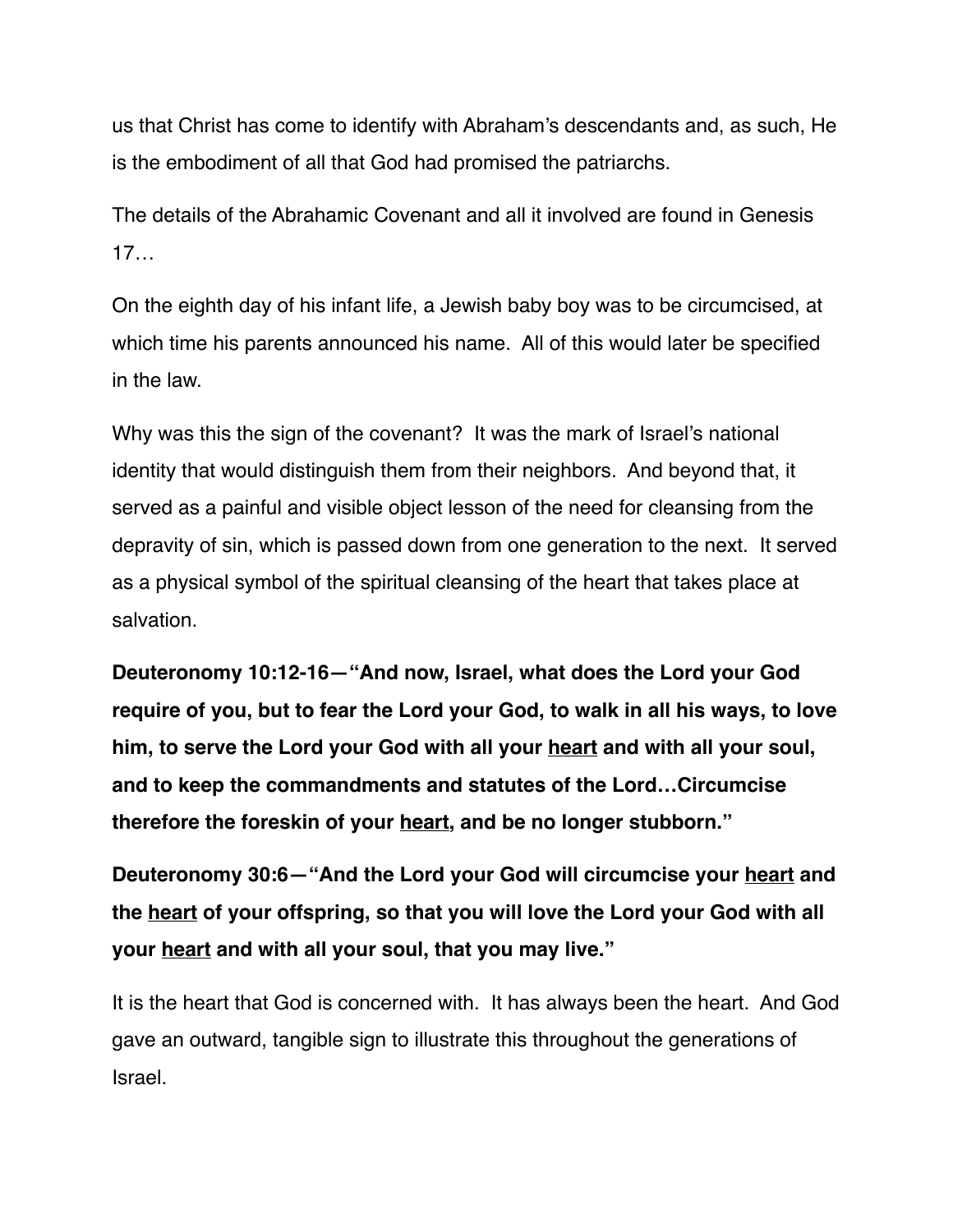us that Christ has come to identify with Abraham's descendants and, as such, He is the embodiment of all that God had promised the patriarchs.

The details of the Abrahamic Covenant and all it involved are found in Genesis 17…

On the eighth day of his infant life, a Jewish baby boy was to be circumcised, at which time his parents announced his name.  All of this would later be specified in the law.

Why was this the sign of the covenant?  It was the mark of Israel's national identity that would distinguish them from their neighbors.  And beyond that, it served as a painful and visible object lesson of the need for cleansing from the depravity of sin, which is passed down from one generation to the next.  It served as a physical symbol of the spiritual cleansing of the heart that takes place at salvation.

**Deuteronomy 10:12-16—"And now, Israel, what does the Lord your God require of you, but to fear the Lord your God, to walk in all his ways, to love him, to serve the Lord your God with all your <u>heart</u> and with all your soul, and to keep the commandments and statutes of the Lord…Circumcise therefore the foreskin of your <u>heart</u>, and be no longer stubborn."**

**Deuteronomy 30:6—"And the Lord your God will circumcise your <u>heart</u> and the <u>heart</u> of your offspring, so that you will love the Lord your God with all your <u>heart</u> and with all your soul, that you may live."**

It is the heart that God is concerned with.  It has always been the heart.  And God gave an outward, tangible sign to illustrate this throughout the generations of Israel.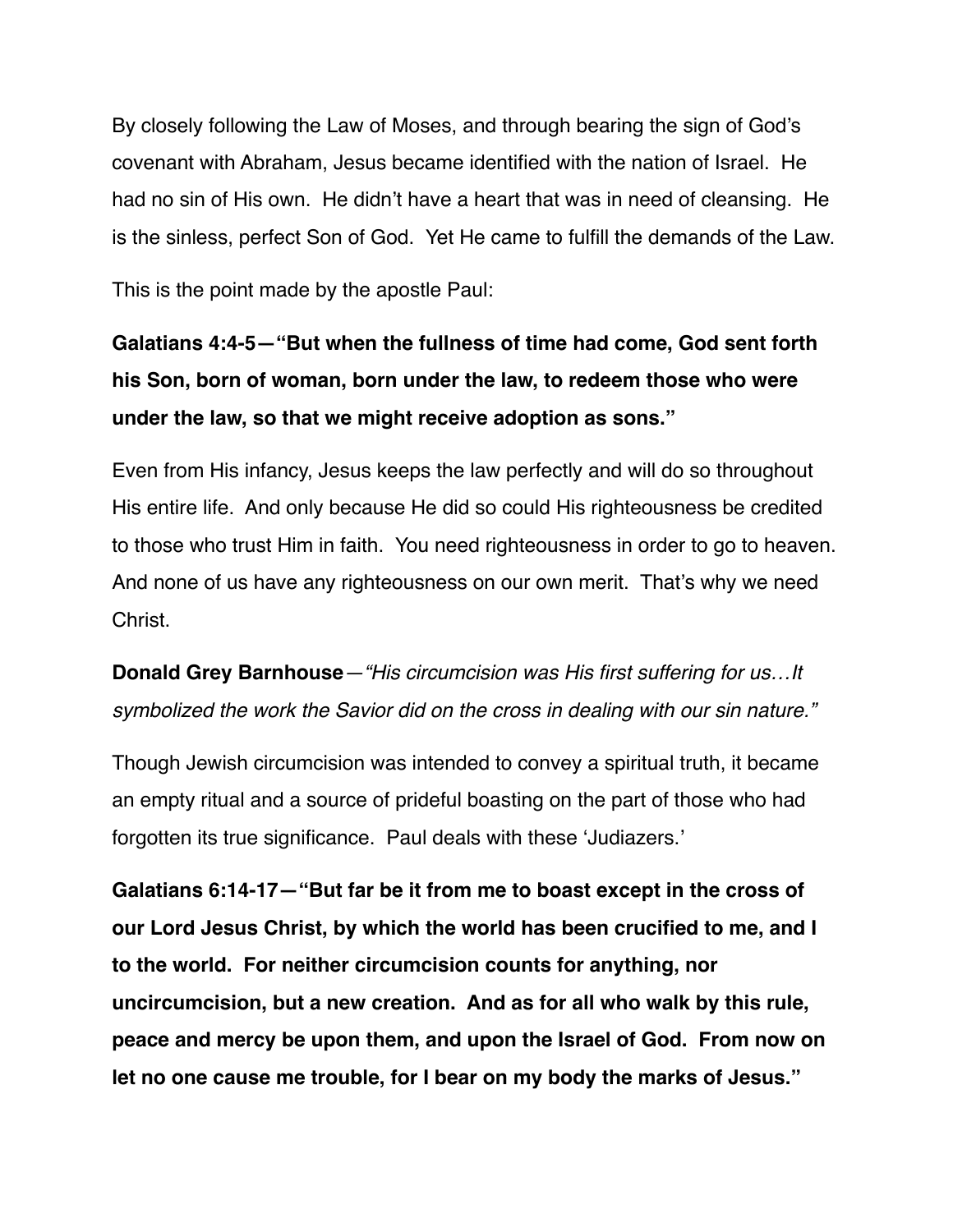By closely following the Law of Moses, and through bearing the sign of God's covenant with Abraham, Jesus became identified with the nation of Israel. He had no sin of His own. He didn't have a heart that was in need of cleansing. He is the sinless, perfect Son of God. Yet He came to fulfill the demands of the Law.

This is the point made by the apostle Paul:

**Galatians 4:4-5—"But when the fullness of time had come, God sent forth his Son, born of woman, born under the law, to redeem those who were under the law, so that we might receive adoption as sons."**

Even from His infancy, Jesus keeps the law perfectly and will do so throughout His entire life. And only because He did so could His righteousness be credited to those who trust Him in faith. You need righteousness in order to go to heaven. And none of us have any righteousness on our own merit. That's why we need Christ.

**Donald Grey Barnhouse**—*"His circumcision was His first suffering for us…It symbolized the work the Savior did on the cross in dealing with our sin nature."*

Though Jewish circumcision was intended to convey a spiritual truth, it became an empty ritual and a source of prideful boasting on the part of those who had forgotten its true significance. Paul deals with these 'Judiazers.'

**Galatians 6:14-17—"But far be it from me to boast except in the cross of our Lord Jesus Christ, by which the world has been crucified to me, and I to the world. For neither circumcision counts for anything, nor uncircumcision, but a new creation. And as for all who walk by this rule, peace and mercy be upon them, and upon the Israel of God. From now on let no one cause me trouble, for I bear on my body the marks of Jesus."**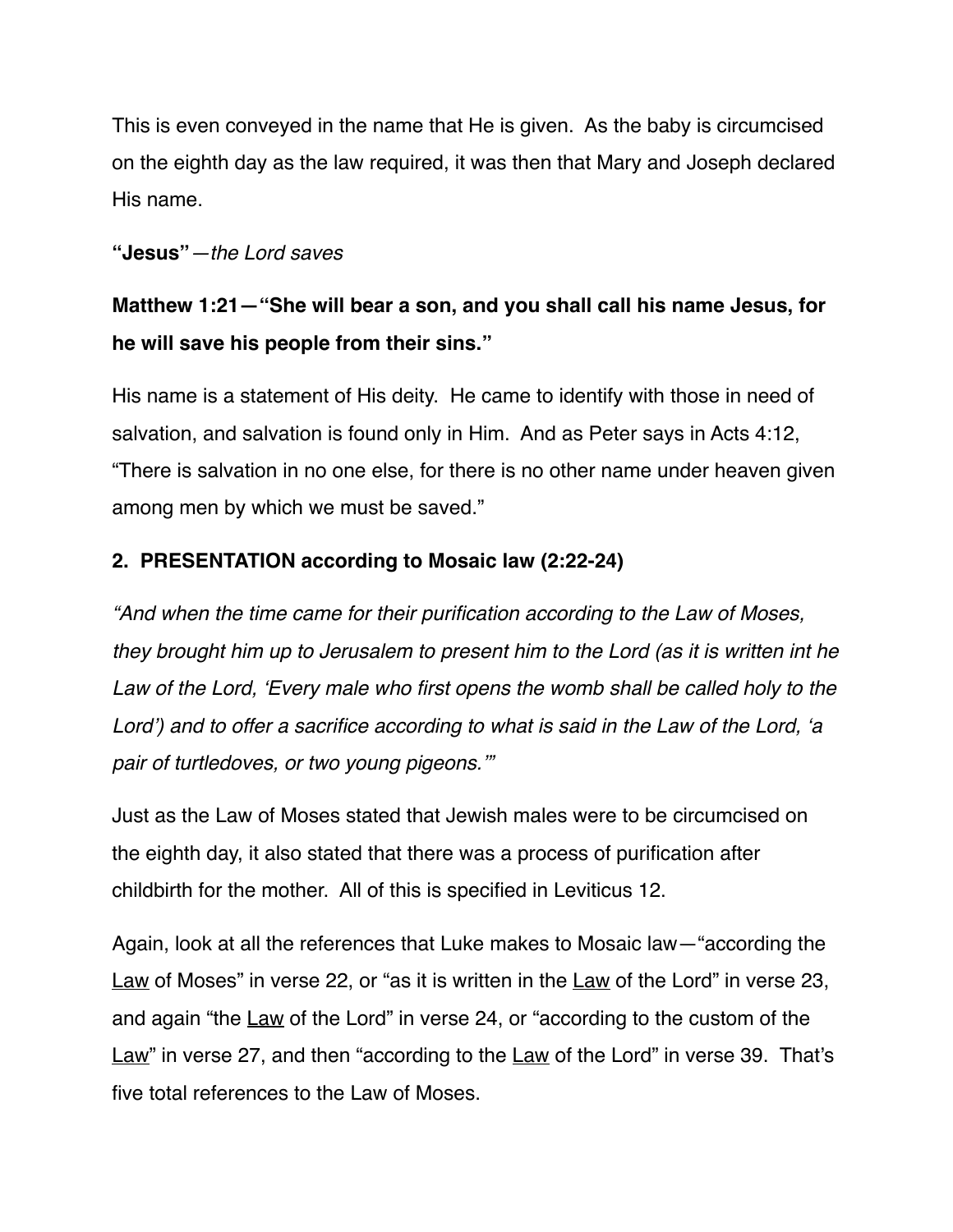This is even conveyed in the name that He is given. As the baby is circumcised on the eighth day as the law required, it was then that Mary and Joseph declared His name.

**"Jesus"**—*the Lord saves*

**Matthew 1:21—"She will bear a son, and you shall call his name Jesus, for he will save his people from their sins."**

His name is a statement of His deity. He came to identify with those in need of salvation, and salvation is found only in Him. And as Peter says in Acts 4:12, "There is salvation in no one else, for there is no other name under heaven given among men by which we must be saved."

**2. PRESENTATION according to Mosaic law (2:22-24)**

*"And when the time came for their purification according to the Law of Moses, they brought him up to Jerusalem to present him to the Lord (as it is written int he Law of the Lord, 'Every male who first opens the womb shall be called holy to the Lord') and to offer a sacrifice according to what is said in the Law of the Lord, 'a pair of turtledoves, or two young pigeons.'"*

Just as the Law of Moses stated that Jewish males were to be circumcised on the eighth day, it also stated that there was a process of purification after childbirth for the mother. All of this is specified in Leviticus 12.

Again, look at all the references that Luke makes to Mosaic law—"according the <u>Law</u> of Moses" in verse 22, or "as it is written in the <u>Law</u> of the Lord" in verse 23, and again "the <u>Law</u> of the Lord" in verse 24, or "according to the custom of the <u>Law</u>" in verse 27, and then "according to the <u>Law</u> of the Lord" in verse 39. That's five total references to the Law of Moses.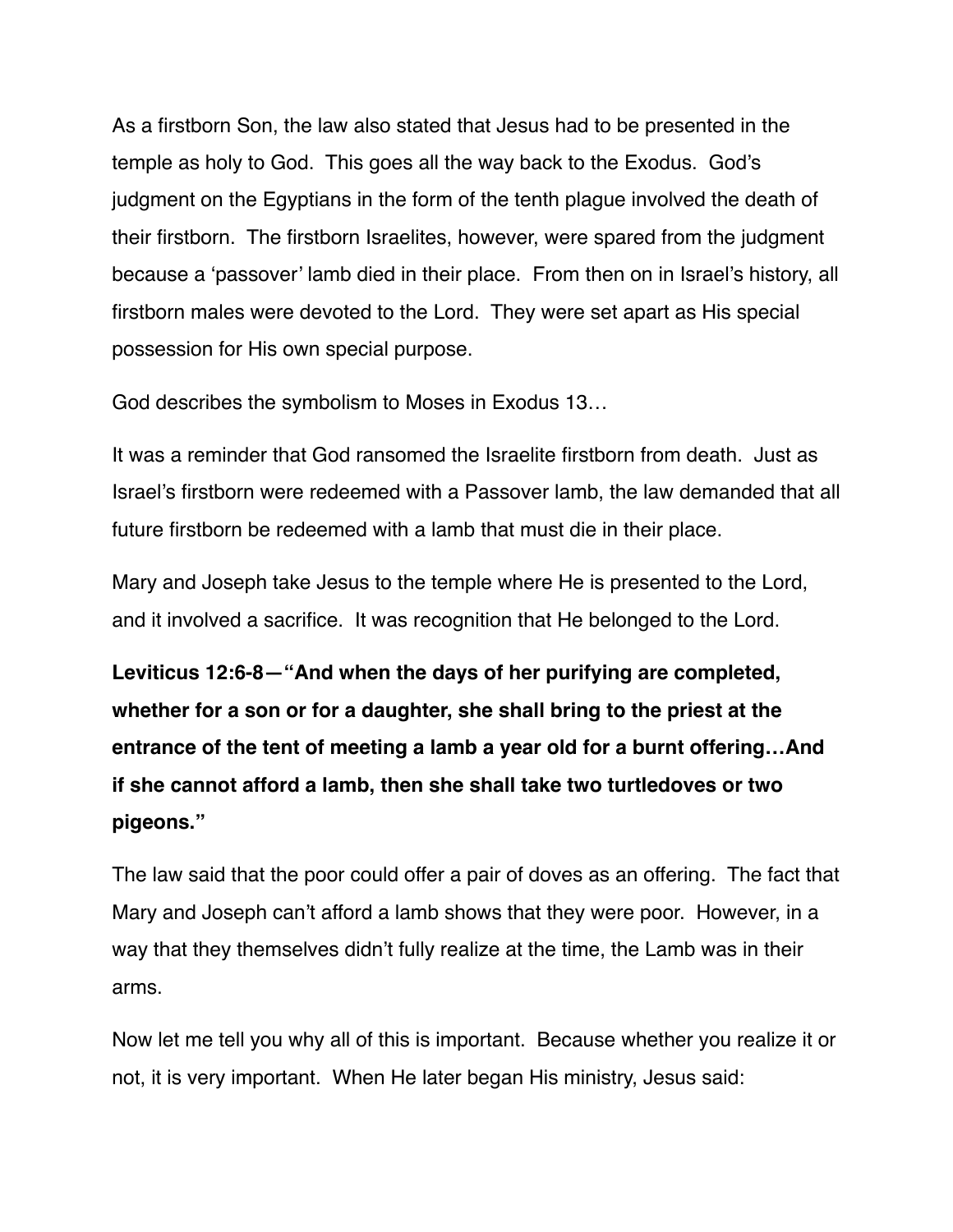As a firstborn Son, the law also stated that Jesus had to be presented in the temple as holy to God.  This goes all the way back to the Exodus.  God's judgment on the Egyptians in the form of the tenth plague involved the death of their firstborn.  The firstborn Israelites, however, were spared from the judgment because a 'passover' lamb died in their place.  From then on in Israel's history, all firstborn males were devoted to the Lord.  They were set apart as His special possession for His own special purpose.

God describes the symbolism to Moses in Exodus 13…

It was a reminder that God ransomed the Israelite firstborn from death.  Just as Israel's firstborn were redeemed with a Passover lamb, the law demanded that all future firstborn be redeemed with a lamb that must die in their place.

Mary and Joseph take Jesus to the temple where He is presented to the Lord, and it involved a sacrifice.  It was recognition that He belonged to the Lord.

**Leviticus 12:6-8—"And when the days of her purifying are completed, whether for a son or for a daughter, she shall bring to the priest at the entrance of the tent of meeting a lamb a year old for a burnt offering…And if she cannot afford a lamb, then she shall take two turtledoves or two pigeons."**

The law said that the poor could offer a pair of doves as an offering.  The fact that Mary and Joseph can't afford a lamb shows that they were poor.  However, in a way that they themselves didn't fully realize at the time, the Lamb was in their arms.

Now let me tell you why all of this is important.  Because whether you realize it or not, it is very important.  When He later began His ministry, Jesus said: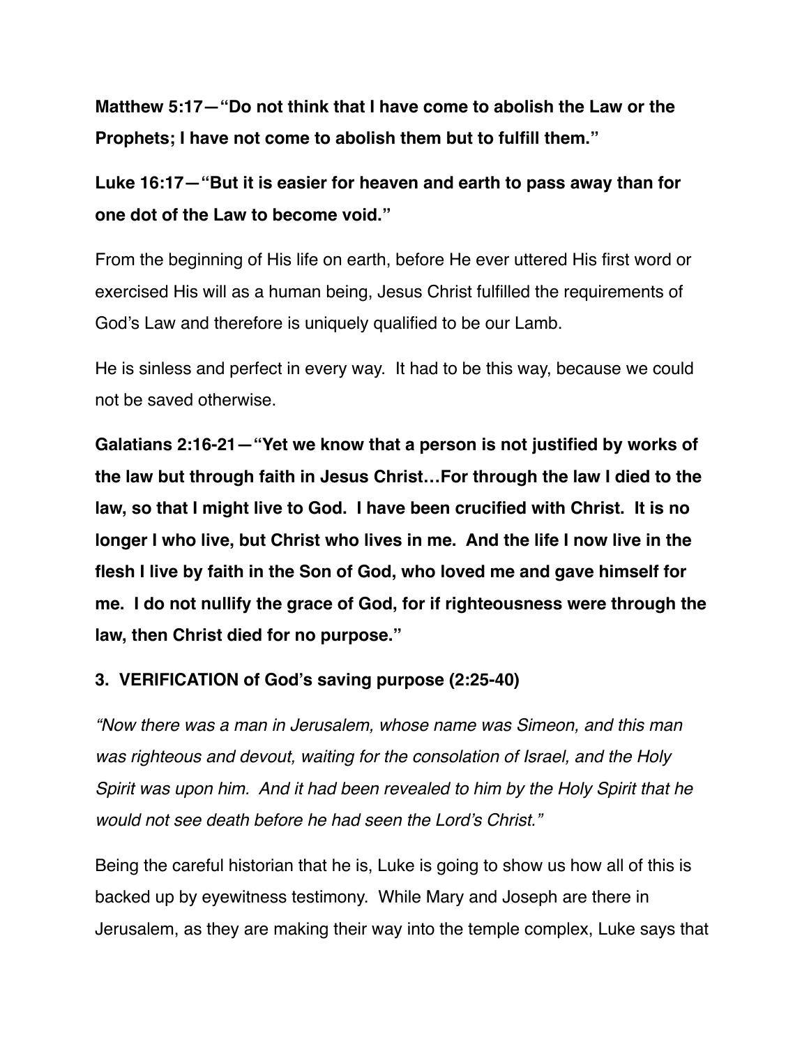**Matthew 5:17—"Do not think that I have come to abolish the Law or the Prophets; I have not come to abolish them but to fulfill them."**

**Luke 16:17—"But it is easier for heaven and earth to pass away than for one dot of the Law to become void."**

From the beginning of His life on earth, before He ever uttered His first word or exercised His will as a human being, Jesus Christ fulfilled the requirements of God's Law and therefore is uniquely qualified to be our Lamb.

He is sinless and perfect in every way. It had to be this way, because we could not be saved otherwise.

**Galatians 2:16-21—"Yet we know that a person is not justified by works of the law but through faith in Jesus Christ…For through the law I died to the law, so that I might live to God. I have been crucified with Christ. It is no longer I who live, but Christ who lives in me. And the life I now live in the flesh I live by faith in the Son of God, who loved me and gave himself for me. I do not nullify the grace of God, for if righteousness were through the law, then Christ died for no purpose."**

**3. VERIFICATION of God's saving purpose (2:25-40)**

*"Now there was a man in Jerusalem, whose name was Simeon, and this man was righteous and devout, waiting for the consolation of Israel, and the Holy Spirit was upon him. And it had been revealed to him by the Holy Spirit that he would not see death before he had seen the Lord's Christ."*

Being the careful historian that he is, Luke is going to show us how all of this is backed up by eyewitness testimony. While Mary and Joseph are there in Jerusalem, as they are making their way into the temple complex, Luke says that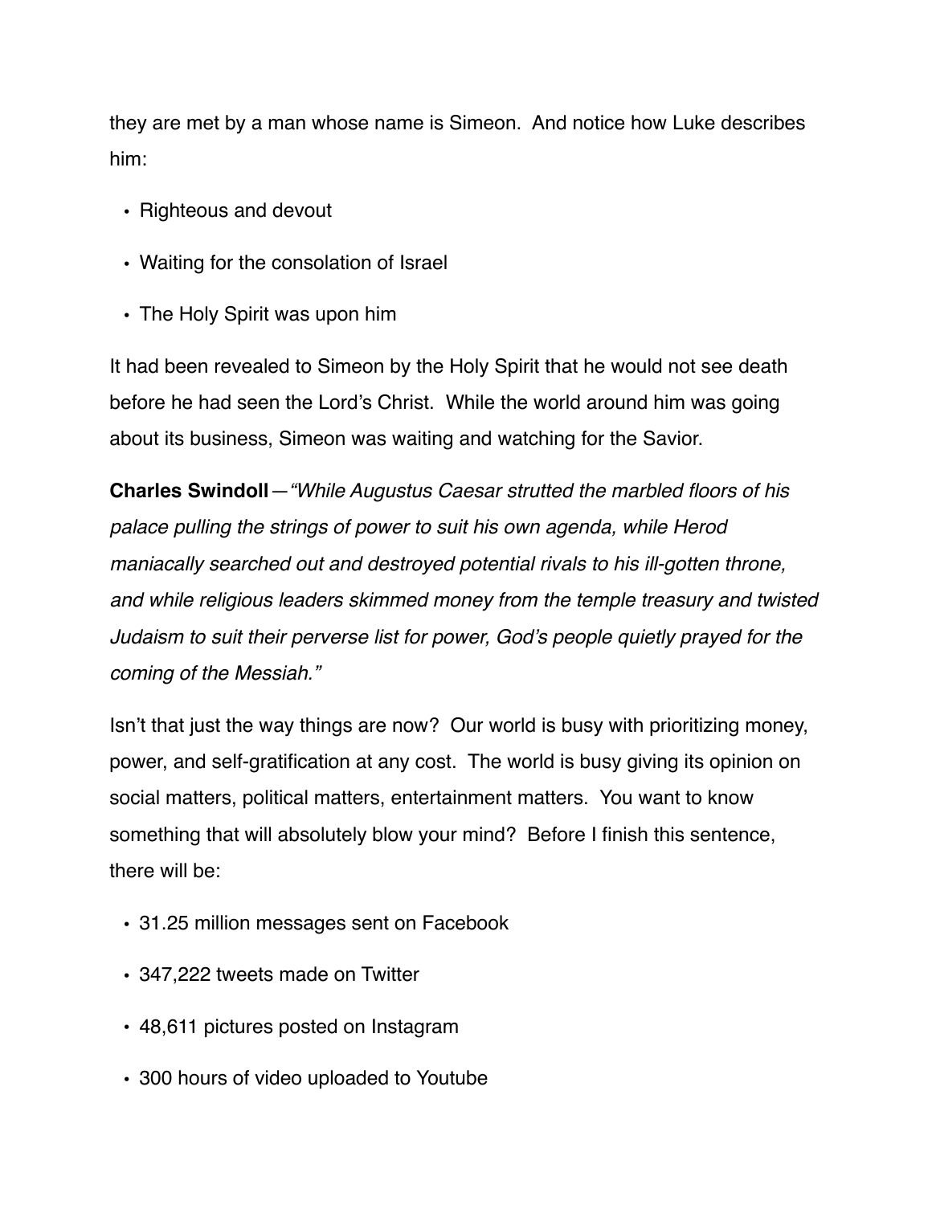they are met by a man whose name is Simeon.  And notice how Luke describes him:

- Righteous and devout
- Waiting for the consolation of Israel
- The Holy Spirit was upon him

It had been revealed to Simeon by the Holy Spirit that he would not see death before he had seen the Lord's Christ.  While the world around him was going about its business, Simeon was waiting and watching for the Savior.

**Charles Swindoll**—*"While Augustus Caesar strutted the marbled floors of his palace pulling the strings of power to suit his own agenda, while Herod maniacally searched out and destroyed potential rivals to his ill-gotten throne, and while religious leaders skimmed money from the temple treasury and twisted Judaism to suit their perverse list for power, God's people quietly prayed for the coming of the Messiah."*

Isn't that just the way things are now?  Our world is busy with prioritizing money, power, and self-gratification at any cost.  The world is busy giving its opinion on social matters, political matters, entertainment matters.  You want to know something that will absolutely blow your mind?  Before I finish this sentence, there will be:

- 31.25 million messages sent on Facebook
- 347,222 tweets made on Twitter
- 48,611 pictures posted on Instagram
- 300 hours of video uploaded to Youtube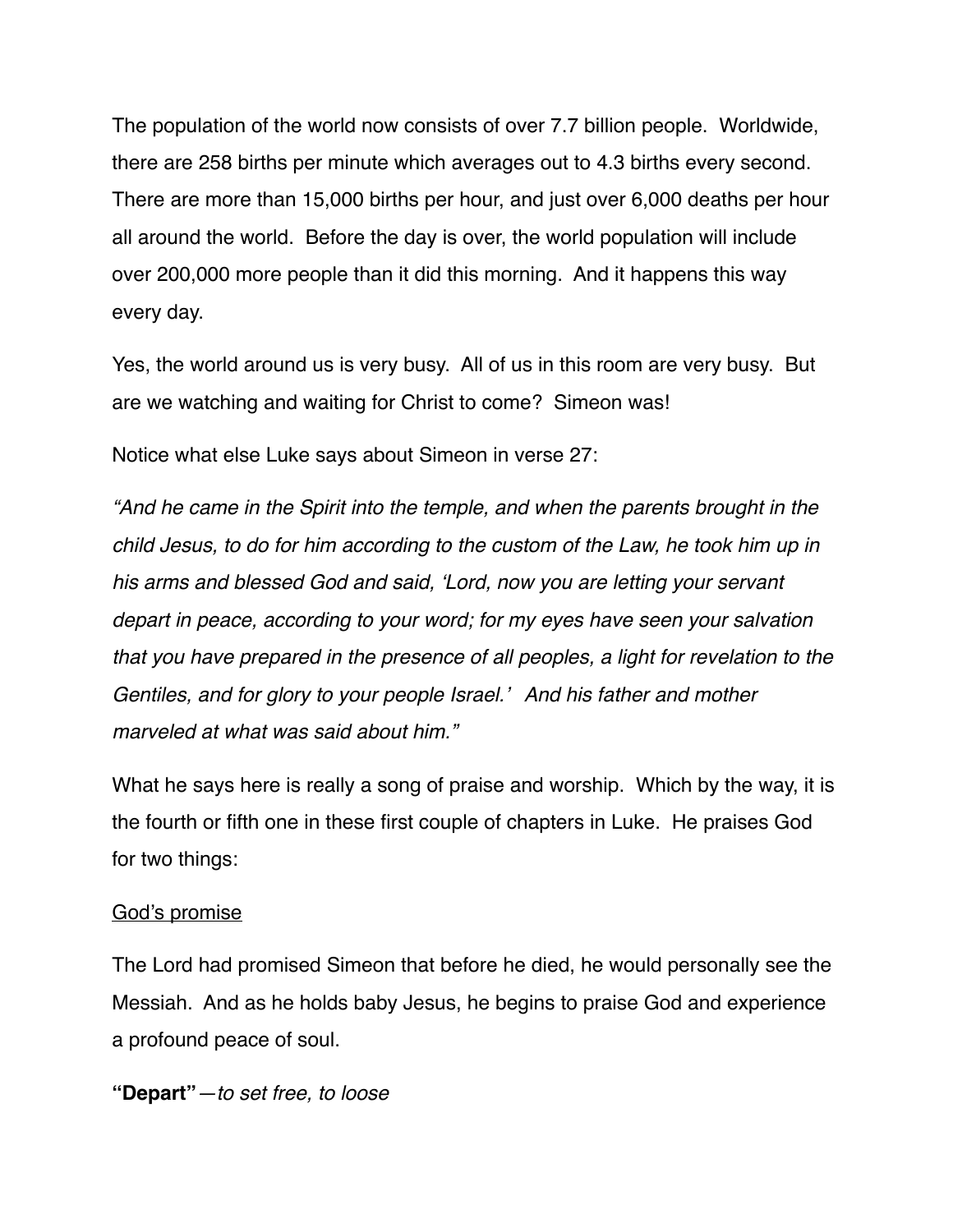The population of the world now consists of over 7.7 billion people.  Worldwide, there are 258 births per minute which averages out to 4.3 births every second.  There are more than 15,000 births per hour, and just over 6,000 deaths per hour all around the world.  Before the day is over, the world population will include over 200,000 more people than it did this morning.  And it happens this way every day.

Yes, the world around us is very busy.  All of us in this room are very busy.  But are we watching and waiting for Christ to come?  Simeon was!

Notice what else Luke says about Simeon in verse 27:

*"And he came in the Spirit into the temple, and when the parents brought in the child Jesus, to do for him according to the custom of the Law, he took him up in his arms and blessed God and said, 'Lord, now you are letting your servant depart in peace, according to your word; for my eyes have seen your salvation that you have prepared in the presence of all peoples, a light for revelation to the Gentiles, and for glory to your people Israel.'  And his father and mother marveled at what was said about him."*

What he says here is really a song of praise and worship.  Which by the way, it is the fourth or fifth one in these first couple of chapters in Luke.  He praises God for two things:

<u>God's promise</u>

The Lord had promised Simeon that before he died, he would personally see the Messiah.  And as he holds baby Jesus, he begins to praise God and experience a profound peace of soul.

**"Depart"**—*to set free, to loose*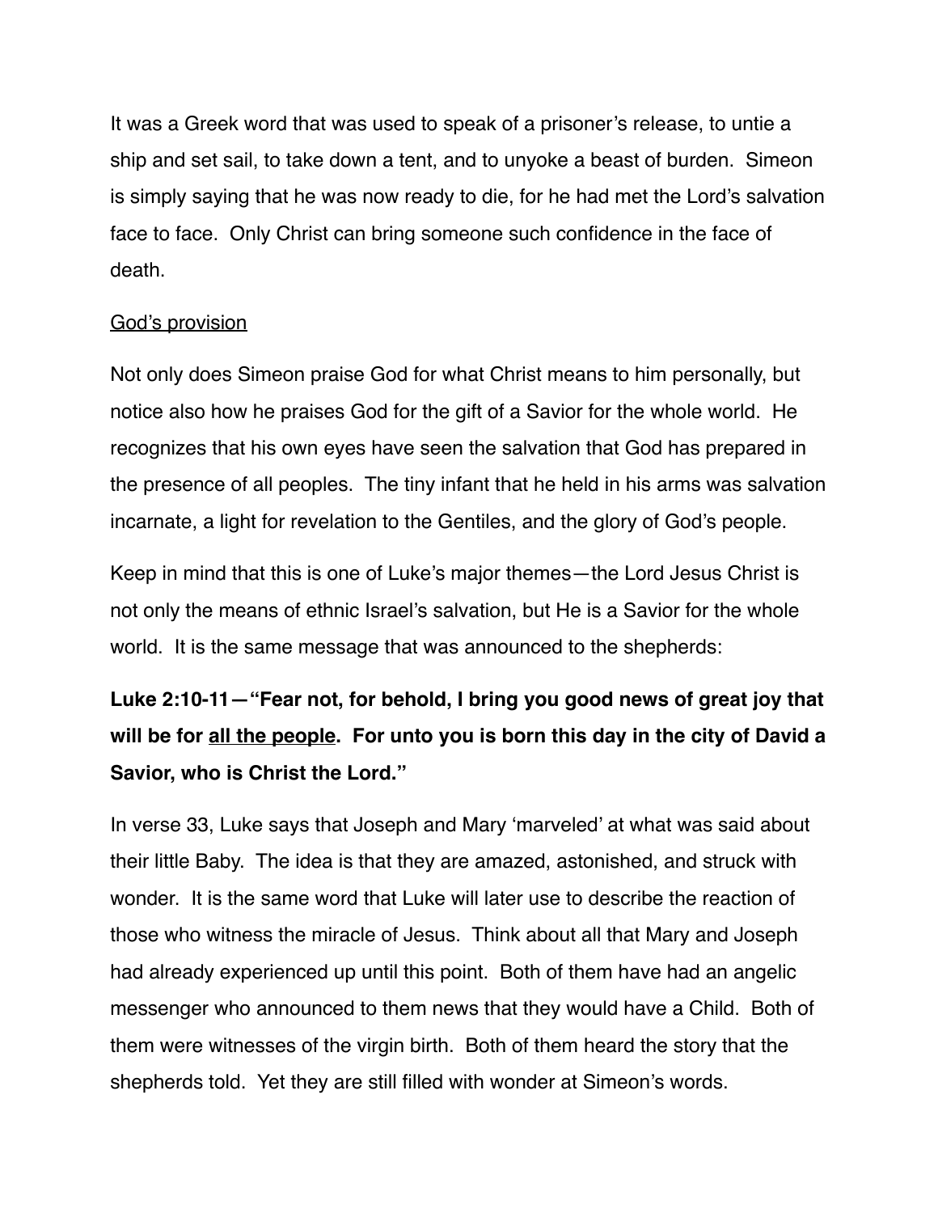It was a Greek word that was used to speak of a prisoner's release, to untie a ship and set sail, to take down a tent, and to unyoke a beast of burden. Simeon is simply saying that he was now ready to die, for he had met the Lord's salvation face to face. Only Christ can bring someone such confidence in the face of death.

<u>God's provision</u>

Not only does Simeon praise God for what Christ means to him personally, but notice also how he praises God for the gift of a Savior for the whole world. He recognizes that his own eyes have seen the salvation that God has prepared in the presence of all peoples. The tiny infant that he held in his arms was salvation incarnate, a light for revelation to the Gentiles, and the glory of God's people.

Keep in mind that this is one of Luke's major themes—the Lord Jesus Christ is not only the means of ethnic Israel's salvation, but He is a Savior for the whole world. It is the same message that was announced to the shepherds:

**Luke 2:10-11—"Fear not, for behold, I bring you good news of great joy that will be for <u>all the people</u>. For unto you is born this day in the city of David a Savior, who is Christ the Lord."**

In verse 33, Luke says that Joseph and Mary 'marveled' at what was said about their little Baby. The idea is that they are amazed, astonished, and struck with wonder. It is the same word that Luke will later use to describe the reaction of those who witness the miracle of Jesus. Think about all that Mary and Joseph had already experienced up until this point. Both of them have had an angelic messenger who announced to them news that they would have a Child. Both of them were witnesses of the virgin birth. Both of them heard the story that the shepherds told. Yet they are still filled with wonder at Simeon's words.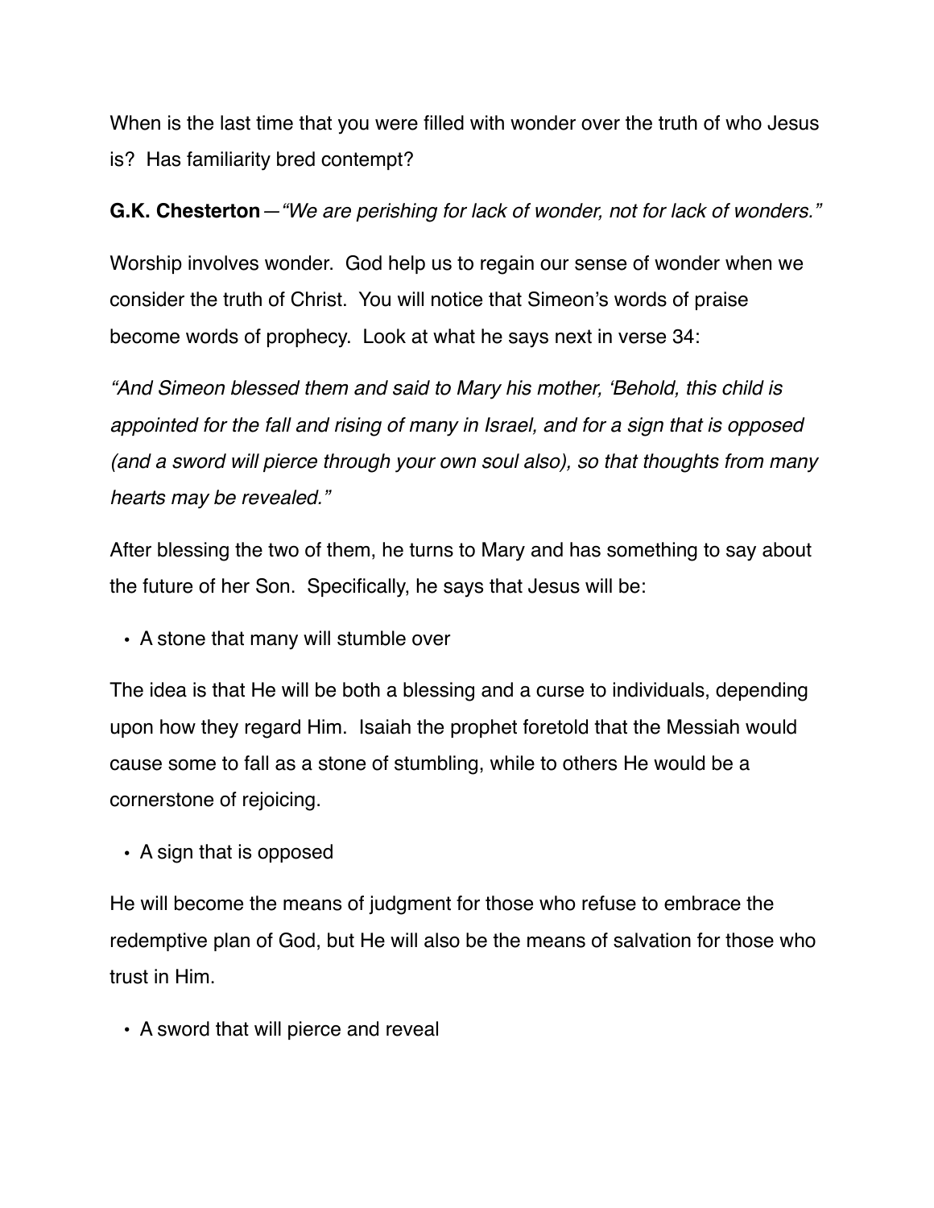When is the last time that you were filled with wonder over the truth of who Jesus is?  Has familiarity bred contempt?

**G.K. Chesterton**—*"We are perishing for lack of wonder, not for lack of wonders."*

Worship involves wonder.  God help us to regain our sense of wonder when we consider the truth of Christ.  You will notice that Simeon's words of praise become words of prophecy.  Look at what he says next in verse 34:

*"And Simeon blessed them and said to Mary his mother, 'Behold, this child is appointed for the fall and rising of many in Israel, and for a sign that is opposed (and a sword will pierce through your own soul also), so that thoughts from many hearts may be revealed."*

After blessing the two of them, he turns to Mary and has something to say about the future of her Son.  Specifically, he says that Jesus will be:

- A stone that many will stumble over

The idea is that He will be both a blessing and a curse to individuals, depending upon how they regard Him.  Isaiah the prophet foretold that the Messiah would cause some to fall as a stone of stumbling, while to others He would be a cornerstone of rejoicing.

- A sign that is opposed

He will become the means of judgment for those who refuse to embrace the redemptive plan of God, but He will also be the means of salvation for those who trust in Him.

- A sword that will pierce and reveal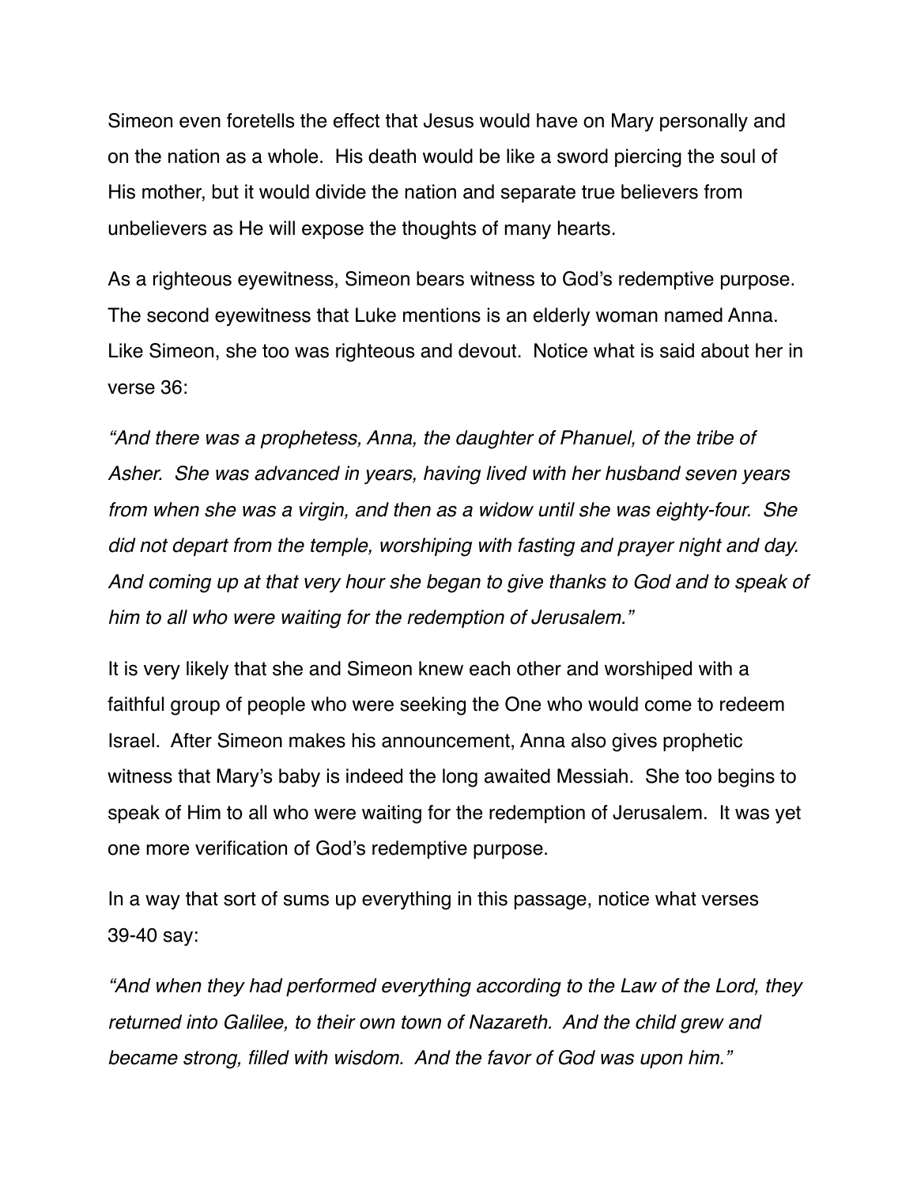Simeon even foretells the effect that Jesus would have on Mary personally and on the nation as a whole. His death would be like a sword piercing the soul of His mother, but it would divide the nation and separate true believers from unbelievers as He will expose the thoughts of many hearts.

As a righteous eyewitness, Simeon bears witness to God's redemptive purpose. The second eyewitness that Luke mentions is an elderly woman named Anna. Like Simeon, she too was righteous and devout. Notice what is said about her in verse 36:

*"And there was a prophetess, Anna, the daughter of Phanuel, of the tribe of Asher. She was advanced in years, having lived with her husband seven years from when she was a virgin, and then as a widow until she was eighty-four. She did not depart from the temple, worshiping with fasting and prayer night and day. And coming up at that very hour she began to give thanks to God and to speak of him to all who were waiting for the redemption of Jerusalem."*

It is very likely that she and Simeon knew each other and worshiped with a faithful group of people who were seeking the One who would come to redeem Israel. After Simeon makes his announcement, Anna also gives prophetic witness that Mary's baby is indeed the long awaited Messiah. She too begins to speak of Him to all who were waiting for the redemption of Jerusalem. It was yet one more verification of God's redemptive purpose.

In a way that sort of sums up everything in this passage, notice what verses 39-40 say:

*"And when they had performed everything according to the Law of the Lord, they returned into Galilee, to their own town of Nazareth. And the child grew and became strong, filled with wisdom. And the favor of God was upon him."*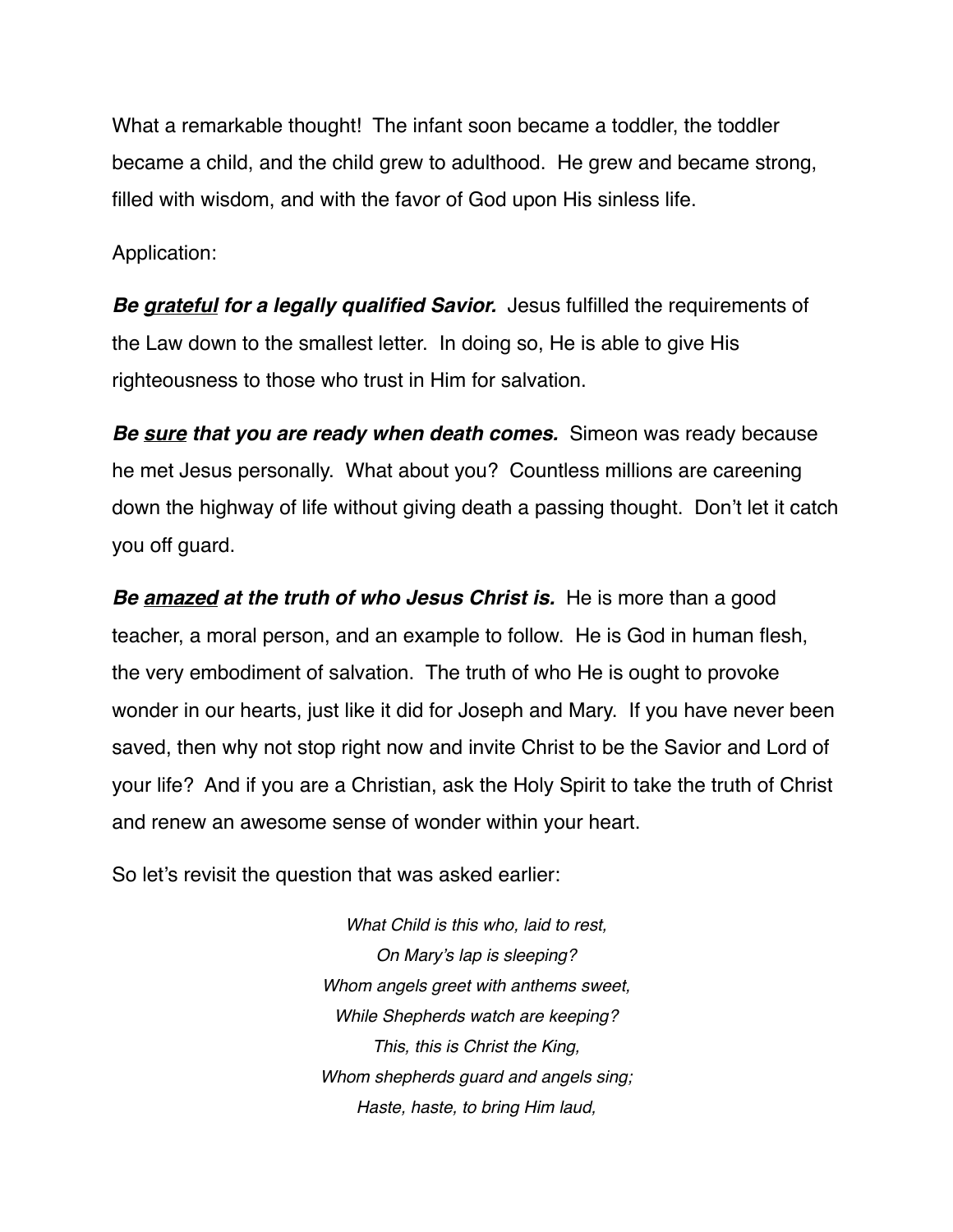What a remarkable thought!  The infant soon became a toddler, the toddler became a child, and the child grew to adulthood.  He grew and became strong, filled with wisdom, and with the favor of God upon His sinless life.

Application:

***Be <u>grateful</u> for a legally qualified Savior.***  Jesus fulfilled the requirements of the Law down to the smallest letter.  In doing so, He is able to give His righteousness to those who trust in Him for salvation.

***Be <u>sure</u> that you are ready when death comes.***  Simeon was ready because he met Jesus personally.  What about you?  Countless millions are careening down the highway of life without giving death a passing thought.  Don't let it catch you off guard.

***Be <u>amazed</u> at the truth of who Jesus Christ is.***  He is more than a good teacher, a moral person, and an example to follow.  He is God in human flesh, the very embodiment of salvation.  The truth of who He is ought to provoke wonder in our hearts, just like it did for Joseph and Mary.  If you have never been saved, then why not stop right now and invite Christ to be the Savior and Lord of your life?  And if you are a Christian, ask the Holy Spirit to take the truth of Christ and renew an awesome sense of wonder within your heart.

So let's revisit the question that was asked earlier:

*What Child is this who, laid to rest,*
*On Mary's lap is sleeping?*
*Whom angels greet with anthems sweet,*
*While Shepherds watch are keeping?*
*This, this is Christ the King,*
*Whom shepherds guard and angels sing;*
*Haste, haste, to bring Him laud,*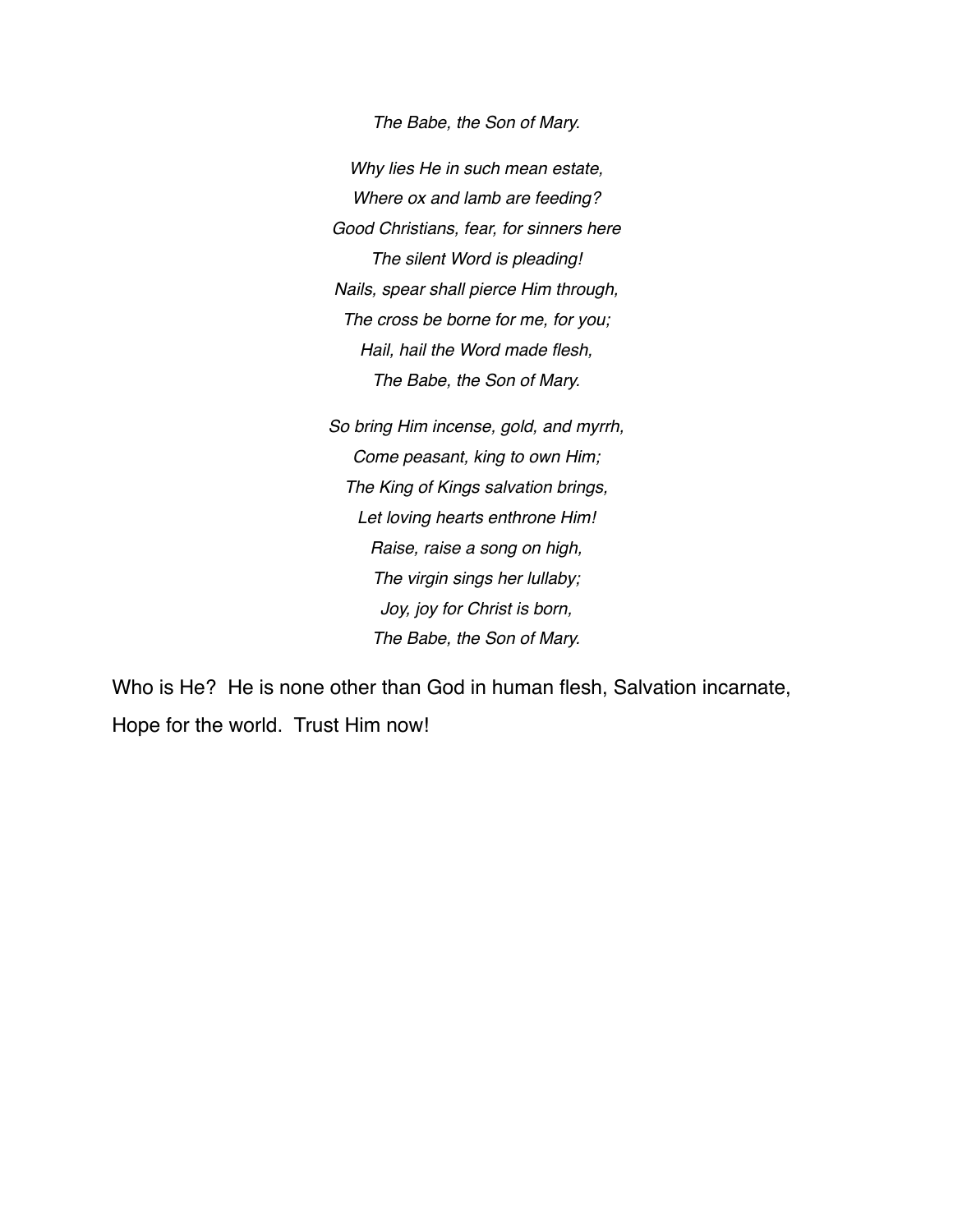*The Babe, the Son of Mary.*

*Why lies He in such mean estate,*
*Where ox and lamb are feeding?*
*Good Christians, fear, for sinners here*
*The silent Word is pleading!*
*Nails, spear shall pierce Him through,*
*The cross be borne for me, for you;*
*Hail, hail the Word made flesh,*
*The Babe, the Son of Mary.*

*So bring Him incense, gold, and myrrh,*
*Come peasant, king to own Him;*
*The King of Kings salvation brings,*
*Let loving hearts enthrone Him!*
*Raise, raise a song on high,*
*The virgin sings her lullaby;*
*Joy, joy for Christ is born,*
*The Babe, the Son of Mary.*

Who is He? He is none other than God in human flesh, Salvation incarnate, Hope for the world. Trust Him now!